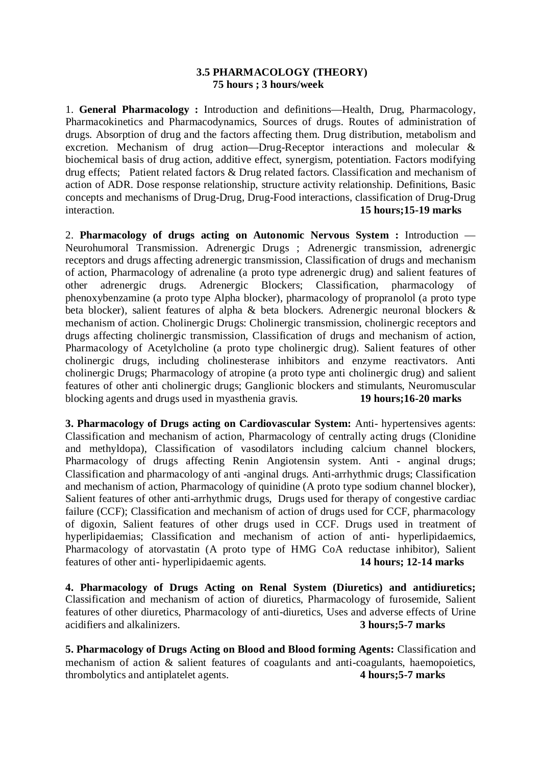# 3.5 PHARMACOLOGY (THEORY)

**75 hours ; 3 hours/week**

1. **General Pharmacology :** Introduction and definitions—Health, Drug, Pharmacology, Pharmacokinetics and Pharmacodynamics, Sources of drugs. Routes of administration of drugs. Absorption of drug and the factors affecting them. Drug distribution, metabolism and excretion. Mechanism of drug action—Drug-Receptor interactions and molecular & biochemical basis of drug action, additive effect, synergism, potentiation. Factors modifying drug effects; Patient related factors & Drug related factors. Classification and mechanism of action of ADR. Dose response relationship, structure activity relationship. Definitions, Basic concepts and mechanisms of Drug-Drug, Drug-Food interactions, classification of Drug-Drug interaction. **15 hours;15-19 marks**

2. **Pharmacology of drugs acting on Autonomic Nervous System :** Introduction — Neurohumoral Transmission. Adrenergic Drugs ; Adrenergic transmission, adrenergic receptors and drugs affecting adrenergic transmission, Classification of drugs and mechanism of action, Pharmacology of adrenaline (a proto type adrenergic drug) and salient features of other adrenergic drugs. Adrenergic Blockers; Classification, pharmacology of phenoxybenzamine (a proto type Alpha blocker), pharmacology of propranolol (a proto type beta blocker), salient features of alpha & beta blockers. Adrenergic neuronal blockers & mechanism of action. Cholinergic Drugs: Cholinergic transmission, cholinergic receptors and drugs affecting cholinergic transmission, Classification of drugs and mechanism of action, Pharmacology of Acetylcholine (a proto type cholinergic drug). Salient features of other cholinergic drugs, including cholinesterase inhibitors and enzyme reactivators. Anti cholinergic Drugs; Pharmacology of atropine (a proto type anti cholinergic drug) and salient features of other anti cholinergic drugs; Ganglionic blockers and stimulants, Neuromuscular blocking agents and drugs used in myasthenia gravis. **19 hours;16-20 marks**

**3. Pharmacology of Drugs acting on Cardiovascular System:** Anti- hypertensives agents: Classification and mechanism of action, Pharmacology of centrally acting drugs (Clonidine and methyldopa), Classification of vasodilators including calcium channel blockers, Pharmacology of drugs affecting Renin Angiotensin system. Anti - anginal drugs; Classification and pharmacology of anti -anginal drugs. Anti-arrhythmic drugs; Classification and mechanism of action, Pharmacology of quinidine (A proto type sodium channel blocker), Salient features of other anti-arrhythmic drugs, Drugs used for therapy of congestive cardiac failure (CCF); Classification and mechanism of action of drugs used for CCF, pharmacology of digoxin, Salient features of other drugs used in CCF. Drugs used in treatment of hyperlipidaemias; Classification and mechanism of action of anti- hyperlipidaemics, Pharmacology of atorvastatin (A proto type of HMG CoA reductase inhibitor), Salient features of other anti- hyperlipidaemic agents. **14 hours; 12-14 marks**

**4. Pharmacology of Drugs Acting on Renal System (Diuretics) and antidiuretics;** Classification and mechanism of action of diuretics, Pharmacology of furosemide, Salient features of other diuretics, Pharmacology of anti-diuretics, Uses and adverse effects of Urine acidifiers and alkalinizers. **3 hours;5-7 marks**

**5. Pharmacology of Drugs Acting on Blood and Blood forming Agents:** Classification and mechanism of action & salient features of coagulants and anti-coagulants, haemopoietics, thrombolytics and antiplatelet agents. **4 hours;5-7 marks**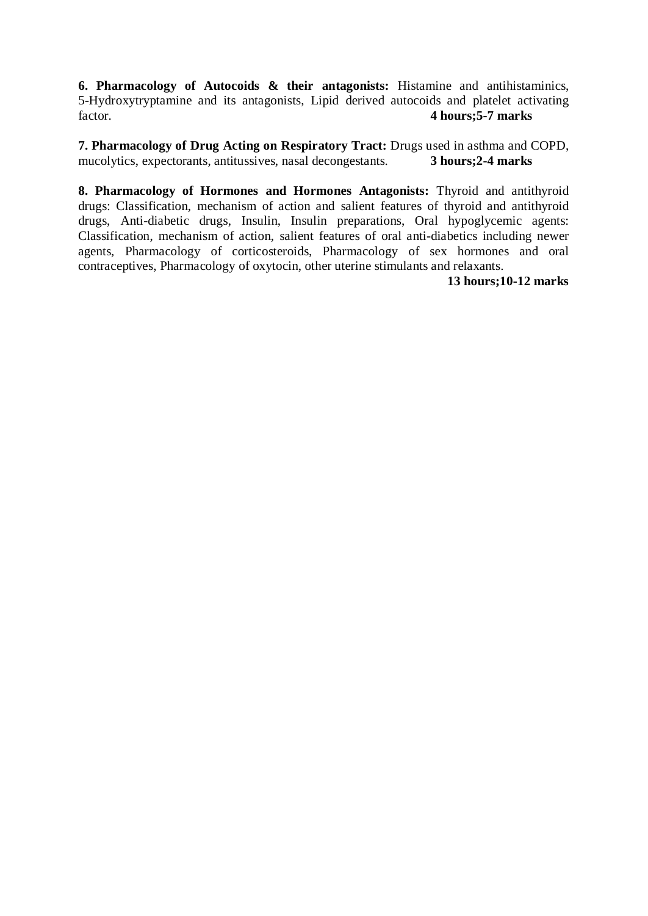**6. Pharmacology of Autocoids & their antagonists:** Histamine and antihistaminics, 5-Hydroxytryptamine and its antagonists, Lipid derived autocoids and platelet activating factor. **4 hours;5-7 marks**

**7. Pharmacology of Drug Acting on Respiratory Tract:** Drugs used in asthma and COPD, mucolytics, expectorants, antitussives, nasal decongestants. **3 hours;2-4 marks**

**8. Pharmacology of Hormones and Hormones Antagonists:** Thyroid and antithyroid drugs: Classification, mechanism of action and salient features of thyroid and antithyroid drugs, Anti-diabetic drugs, Insulin, Insulin preparations, Oral hypoglycemic agents: Classification, mechanism of action, salient features of oral anti-diabetics including newer agents, Pharmacology of corticosteroids, Pharmacology of sex hormones and oral contraceptives, Pharmacology of oxytocin, other uterine stimulants and relaxants. **13 hours;10-12 marks**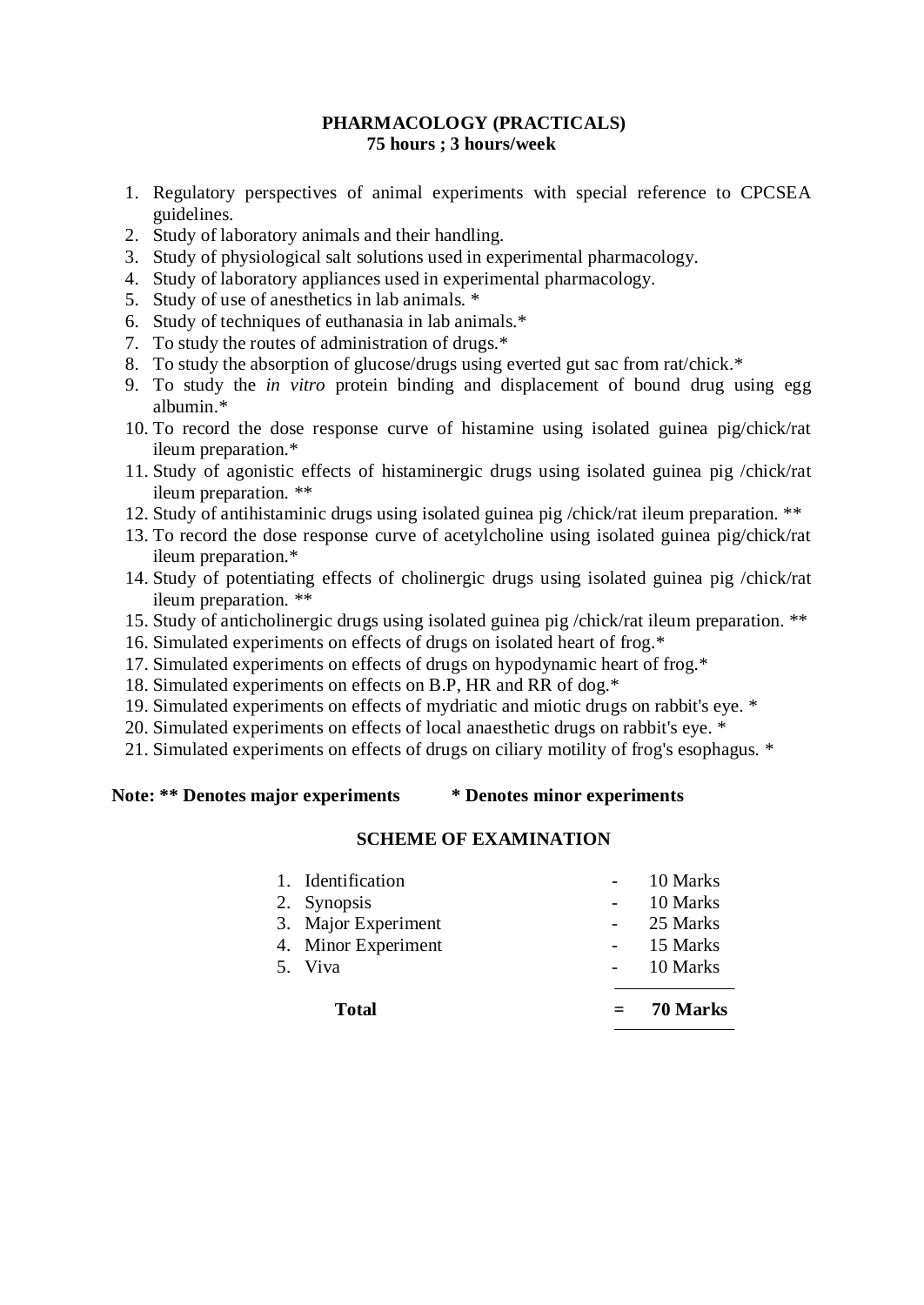## PHARMACOLOGY (PRACTICALS)
### 75 hours ; 3 hours/week

1. Regulatory perspectives of animal experiments with special reference to CPCSEA guidelines.
2. Study of laboratory animals and their handling.
3. Study of physiological salt solutions used in experimental pharmacology.
4. Study of laboratory appliances used in experimental pharmacology.
5. Study of use of anesthetics in lab animals. *
6. Study of techniques of euthanasia in lab animals.*
7. To study the routes of administration of drugs.*
8. To study the absorption of glucose/drugs using everted gut sac from rat/chick.*
9. To study the *in vitro* protein binding and displacement of bound drug using egg albumin.*
10. To record the dose response curve of histamine using isolated guinea pig/chick/rat ileum preparation.*
11. Study of agonistic effects of histaminergic drugs using isolated guinea pig /chick/rat ileum preparation. **
12. Study of antihistaminic drugs using isolated guinea pig /chick/rat ileum preparation. **
13. To record the dose response curve of acetylcholine using isolated guinea pig/chick/rat ileum preparation.*
14. Study of potentiating effects of cholinergic drugs using isolated guinea pig /chick/rat ileum preparation. **
15. Study of anticholinergic drugs using isolated guinea pig /chick/rat ileum preparation. **
16. Simulated experiments on effects of drugs on isolated heart of frog.*
17. Simulated experiments on effects of drugs on hypodynamic heart of frog.*
18. Simulated experiments on effects on B.P, HR and RR of dog.*
19. Simulated experiments on effects of mydriatic and miotic drugs on rabbit's eye. *
20. Simulated experiments on effects of local anaesthetic drugs on rabbit's eye. *
21. Simulated experiments on effects of drugs on ciliary motility of frog's esophagus. *

**Note: ** Denotes major experiments &nbsp;&nbsp;&nbsp;&nbsp;&nbsp;&nbsp;&nbsp;&nbsp; * Denotes minor experiments**

### SCHEME OF EXAMINATION

| | | |
|---|---|---|
| 1. Identification | - | 10 Marks |
| 2. Synopsis | - | 10 Marks |
| 3. Major Experiment | - | 25 Marks |
| 4. Minor Experiment | - | 15 Marks |
| 5. Viva | - | 10 Marks |
| **Total** | = | **70 Marks** |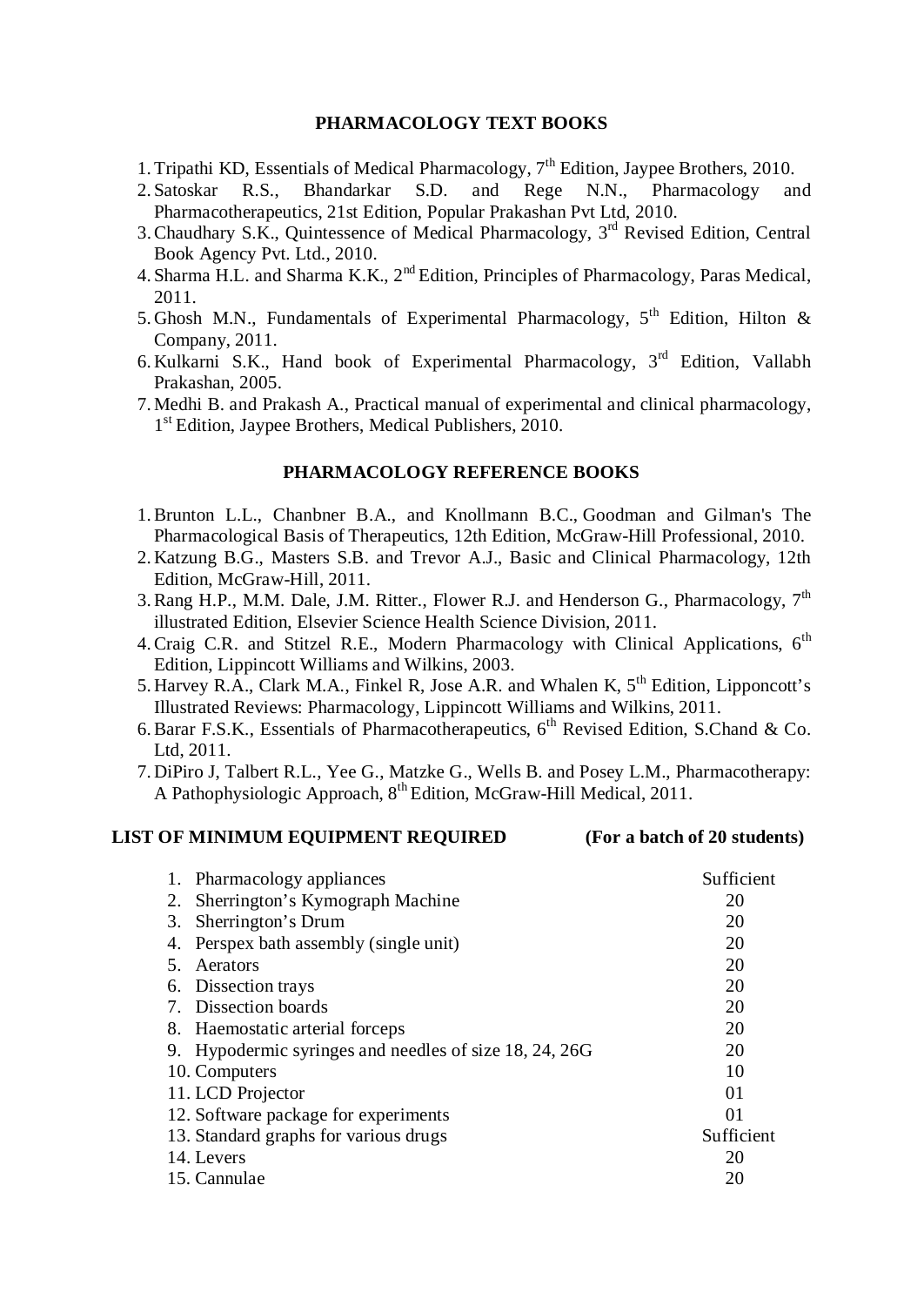## PHARMACOLOGY TEXT BOOKS

1. Tripathi KD, Essentials of Medical Pharmacology, 7th Edition, Jaypee Brothers, 2010.
2. Satoskar R.S., Bhandarkar S.D. and Rege N.N., Pharmacology and Pharmacotherapeutics, 21st Edition, Popular Prakashan Pvt Ltd, 2010.
3. Chaudhary S.K., Quintessence of Medical Pharmacology, 3rd Revised Edition, Central Book Agency Pvt. Ltd., 2010.
4. Sharma H.L. and Sharma K.K., 2nd Edition, Principles of Pharmacology, Paras Medical, 2011.
5. Ghosh M.N., Fundamentals of Experimental Pharmacology, 5th Edition, Hilton & Company, 2011.
6. Kulkarni S.K., Hand book of Experimental Pharmacology, 3rd Edition, Vallabh Prakashan, 2005.
7. Medhi B. and Prakash A., Practical manual of experimental and clinical pharmacology, 1st Edition, Jaypee Brothers, Medical Publishers, 2010.

## PHARMACOLOGY REFERENCE BOOKS

1. Brunton L.L., Chanbner B.A., and Knollmann B.C., Goodman and Gilman's The Pharmacological Basis of Therapeutics, 12th Edition, McGraw-Hill Professional, 2010.
2. Katzung B.G., Masters S.B. and Trevor A.J., Basic and Clinical Pharmacology, 12th Edition, McGraw-Hill, 2011.
3. Rang H.P., M.M. Dale, J.M. Ritter., Flower R.J. and Henderson G., Pharmacology, 7th illustrated Edition, Elsevier Science Health Science Division, 2011.
4. Craig C.R. and Stitzel R.E., Modern Pharmacology with Clinical Applications, 6th Edition, Lippincott Williams and Wilkins, 2003.
5. Harvey R.A., Clark M.A., Finkel R, Jose A.R. and Whalen K, 5th Edition, Lipponcott's Illustrated Reviews: Pharmacology, Lippincott Williams and Wilkins, 2011.
6. Barar F.S.K., Essentials of Pharmacotherapeutics, 6th Revised Edition, S.Chand & Co. Ltd, 2011.
7. DiPiro J, Talbert R.L., Yee G., Matzke G., Wells B. and Posey L.M., Pharmacotherapy: A Pathophysiologic Approach, 8th Edition, McGraw-Hill Medical, 2011.

## LIST OF MINIMUM EQUIPMENT REQUIRED (For a batch of 20 students)

| | |
|---|---|
| 1. Pharmacology appliances | Sufficient |
| 2. Sherrington's Kymograph Machine | 20 |
| 3. Sherrington's Drum | 20 |
| 4. Perspex bath assembly (single unit) | 20 |
| 5. Aerators | 20 |
| 6. Dissection trays | 20 |
| 7. Dissection boards | 20 |
| 8. Haemostatic arterial forceps | 20 |
| 9. Hypodermic syringes and needles of size 18, 24, 26G | 20 |
| 10. Computers | 10 |
| 11. LCD Projector | 01 |
| 12. Software package for experiments | 01 |
| 13. Standard graphs for various drugs | Sufficient |
| 14. Levers | 20 |
| 15. Cannulae | 20 |